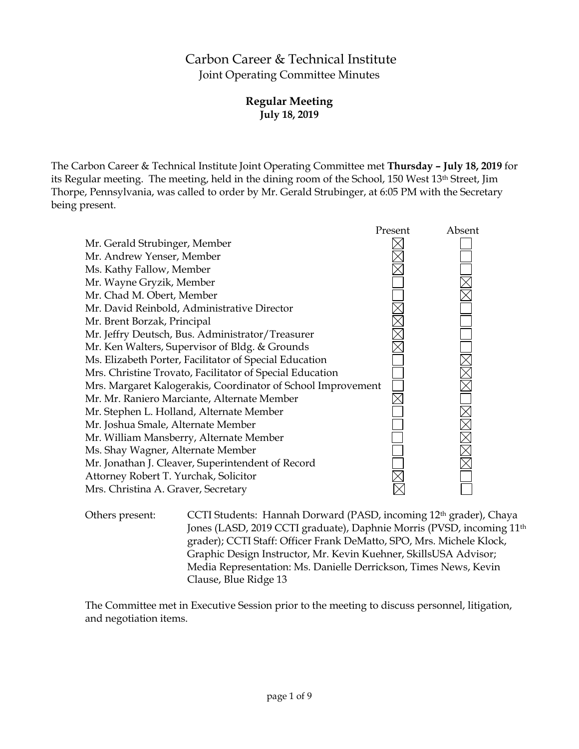# Carbon Career & Technical Institute

Joint Operating Committee Minutes

**Regular Meeting**
**July 18, 2019**

The Carbon Career & Technical Institute Joint Operating Committee met **Thursday – July 18, 2019** for its Regular meeting. The meeting, held in the dining room of the School, 150 West 13th Street, Jim Thorpe, Pennsylvania, was called to order by Mr. Gerald Strubinger, at 6:05 PM with the Secretary being present.

| | Present | Absent |
|---|---|---|
| Mr. Gerald Strubinger, Member | ☒ | ☐ |
| Mr. Andrew Yenser, Member | ☒ | ☐ |
| Ms. Kathy Fallow, Member | ☒ | ☐ |
| Mr. Wayne Gryzik, Member | ☐ | ☒ |
| Mr. Chad M. Obert, Member | ☐ | ☒ |
| Mr. David Reinbold, Administrative Director | ☒ | ☐ |
| Mr. Brent Borzak, Principal | ☒ | ☐ |
| Mr. Jeffry Deutsch, Bus. Administrator/Treasurer | ☒ | ☐ |
| Mr. Ken Walters, Supervisor of Bldg. & Grounds | ☒ | ☐ |
| Ms. Elizabeth Porter, Facilitator of Special Education | ☐ | ☒ |
| Mrs. Christine Trovato, Facilitator of Special Education | ☐ | ☒ |
| Mrs. Margaret Kalogerakis, Coordinator of School Improvement | ☐ | ☒ |
| Mr. Mr. Raniero Marciante, Alternate Member | ☒ | ☐ |
| Mr. Stephen L. Holland, Alternate Member | ☐ | ☒ |
| Mr. Joshua Smale, Alternate Member | ☐ | ☒ |
| Mr. William Mansberry, Alternate Member | ☐ | ☒ |
| Ms. Shay Wagner, Alternate Member | ☐ | ☒ |
| Mr. Jonathan J. Cleaver, Superintendent of Record | ☐ | ☒ |
| Attorney Robert T. Yurchak, Solicitor | ☒ | ☐ |
| Mrs. Christina A. Graver, Secretary | ☒ | ☐ |

Others present: CCTI Students: Hannah Dorward (PASD, incoming 12th grader), Chaya Jones (LASD, 2019 CCTI graduate), Daphnie Morris (PVSD, incoming 11th grader); CCTI Staff: Officer Frank DeMatto, SPO, Mrs. Michele Klock, Graphic Design Instructor, Mr. Kevin Kuehner, SkillsUSA Advisor; Media Representation: Ms. Danielle Derrickson, Times News, Kevin Clause, Blue Ridge 13

The Committee met in Executive Session prior to the meeting to discuss personnel, litigation, and negotiation items.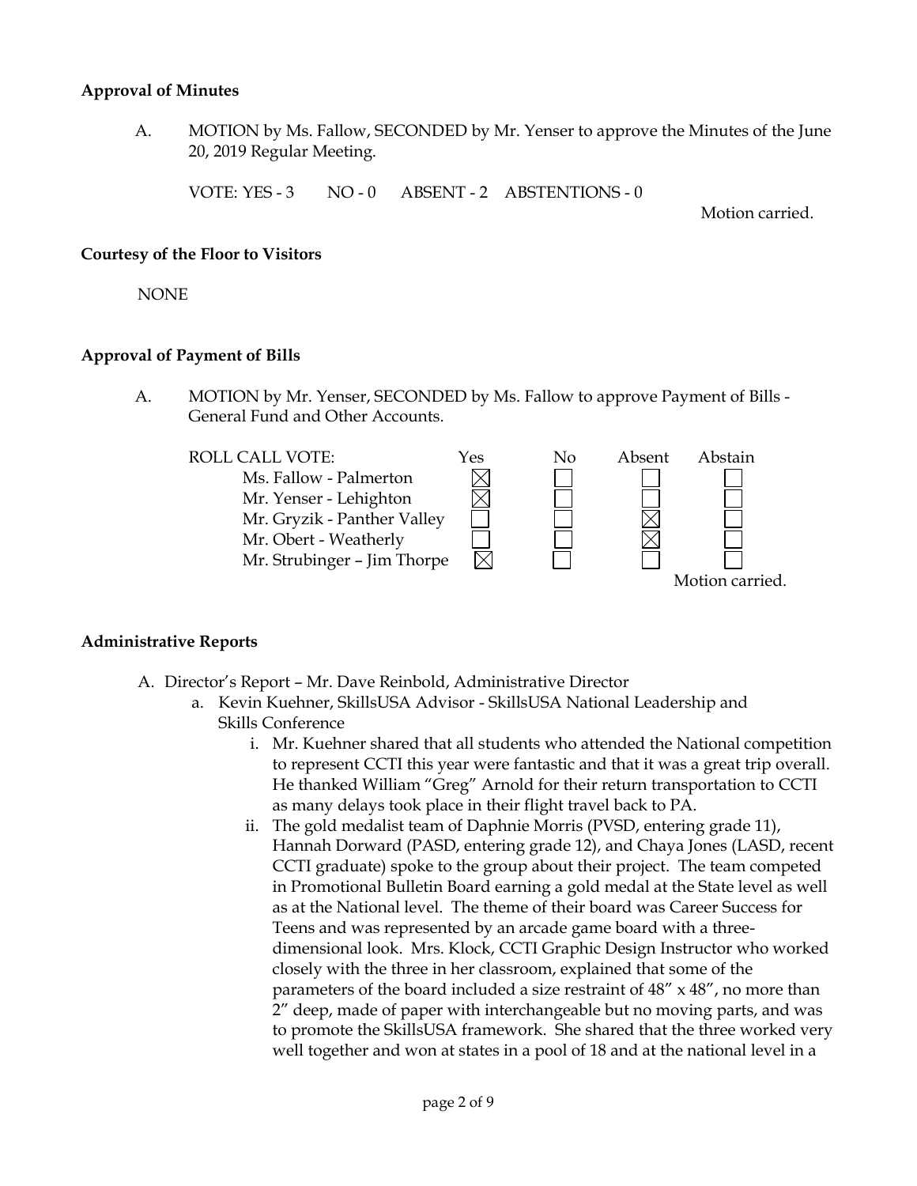**Approval of Minutes**

A. MOTION by Ms. Fallow, SECONDED by Mr. Yenser to approve the Minutes of the June 20, 2019 Regular Meeting.

VOTE: YES - 3 NO - 0 ABSENT - 2 ABSTENTIONS - 0

Motion carried.

**Courtesy of the Floor to Visitors**

NONE

**Approval of Payment of Bills**

A. MOTION by Mr. Yenser, SECONDED by Ms. Fallow to approve Payment of Bills - General Fund and Other Accounts.

| ROLL CALL VOTE: | Yes | No | Absent | Abstain |
|---|---|---|---|---|
| Ms. Fallow - Palmerton | ☒ | ☐ | ☐ | ☐ |
| Mr. Yenser - Lehighton | ☒ | ☐ | ☐ | ☐ |
| Mr. Gryzik - Panther Valley | ☐ | ☐ | ☒ | ☐ |
| Mr. Obert - Weatherly | ☐ | ☐ | ☒ | ☐ |
| Mr. Strubinger – Jim Thorpe | ☒ | ☐ | ☐ | ☐ |

Motion carried.

**Administrative Reports**

A. Director's Report – Mr. Dave Reinbold, Administrative Director
   a. Kevin Kuehner, SkillsUSA Advisor - SkillsUSA National Leadership and Skills Conference
      i. Mr. Kuehner shared that all students who attended the National competition to represent CCTI this year were fantastic and that it was a great trip overall. He thanked William "Greg" Arnold for their return transportation to CCTI as many delays took place in their flight travel back to PA.
      ii. The gold medalist team of Daphnie Morris (PVSD, entering grade 11), Hannah Dorward (PASD, entering grade 12), and Chaya Jones (LASD, recent CCTI graduate) spoke to the group about their project. The team competed in Promotional Bulletin Board earning a gold medal at the State level as well as at the National level. The theme of their board was Career Success for Teens and was represented by an arcade game board with a three-dimensional look. Mrs. Klock, CCTI Graphic Design Instructor who worked closely with the three in her classroom, explained that some of the parameters of the board included a size restraint of 48" x 48", no more than 2" deep, made of paper with interchangeable but no moving parts, and was to promote the SkillsUSA framework. She shared that the three worked very well together and won at states in a pool of 18 and at the national level in a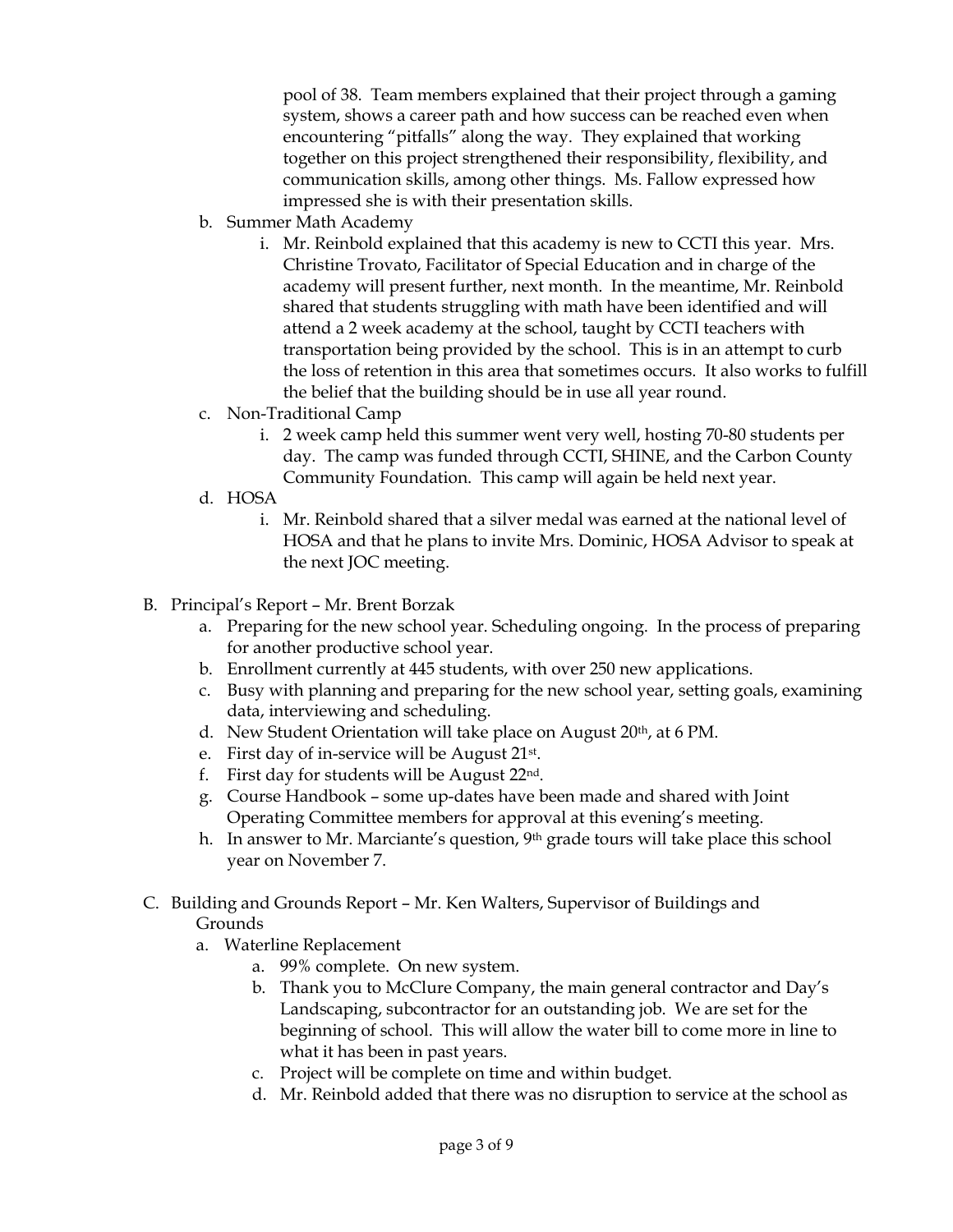pool of 38. Team members explained that their project through a gaming system, shows a career path and how success can be reached even when encountering "pitfalls" along the way. They explained that working together on this project strengthened their responsibility, flexibility, and communication skills, among other things. Ms. Fallow expressed how impressed she is with their presentation skills.

b. Summer Math Academy
   i. Mr. Reinbold explained that this academy is new to CCTI this year. Mrs. Christine Trovato, Facilitator of Special Education and in charge of the academy will present further, next month. In the meantime, Mr. Reinbold shared that students struggling with math have been identified and will attend a 2 week academy at the school, taught by CCTI teachers with transportation being provided by the school. This is in an attempt to curb the loss of retention in this area that sometimes occurs. It also works to fulfill the belief that the building should be in use all year round.

c. Non-Traditional Camp
   i. 2 week camp held this summer went very well, hosting 70-80 students per day. The camp was funded through CCTI, SHINE, and the Carbon County Community Foundation. This camp will again be held next year.

d. HOSA
   i. Mr. Reinbold shared that a silver medal was earned at the national level of HOSA and that he plans to invite Mrs. Dominic, HOSA Advisor to speak at the next JOC meeting.

B. Principal's Report – Mr. Brent Borzak
   a. Preparing for the new school year. Scheduling ongoing. In the process of preparing for another productive school year.
   b. Enrollment currently at 445 students, with over 250 new applications.
   c. Busy with planning and preparing for the new school year, setting goals, examining data, interviewing and scheduling.
   d. New Student Orientation will take place on August 20th, at 6 PM.
   e. First day of in-service will be August 21st.
   f. First day for students will be August 22nd.
   g. Course Handbook – some up-dates have been made and shared with Joint Operating Committee members for approval at this evening's meeting.
   h. In answer to Mr. Marciante's question, 9th grade tours will take place this school year on November 7.

C. Building and Grounds Report – Mr. Ken Walters, Supervisor of Buildings and Grounds
   a. Waterline Replacement
      a. 99% complete. On new system.
      b. Thank you to McClure Company, the main general contractor and Day's Landscaping, subcontractor for an outstanding job. We are set for the beginning of school. This will allow the water bill to come more in line to what it has been in past years.
      c. Project will be complete on time and within budget.
      d. Mr. Reinbold added that there was no disruption to service at the school as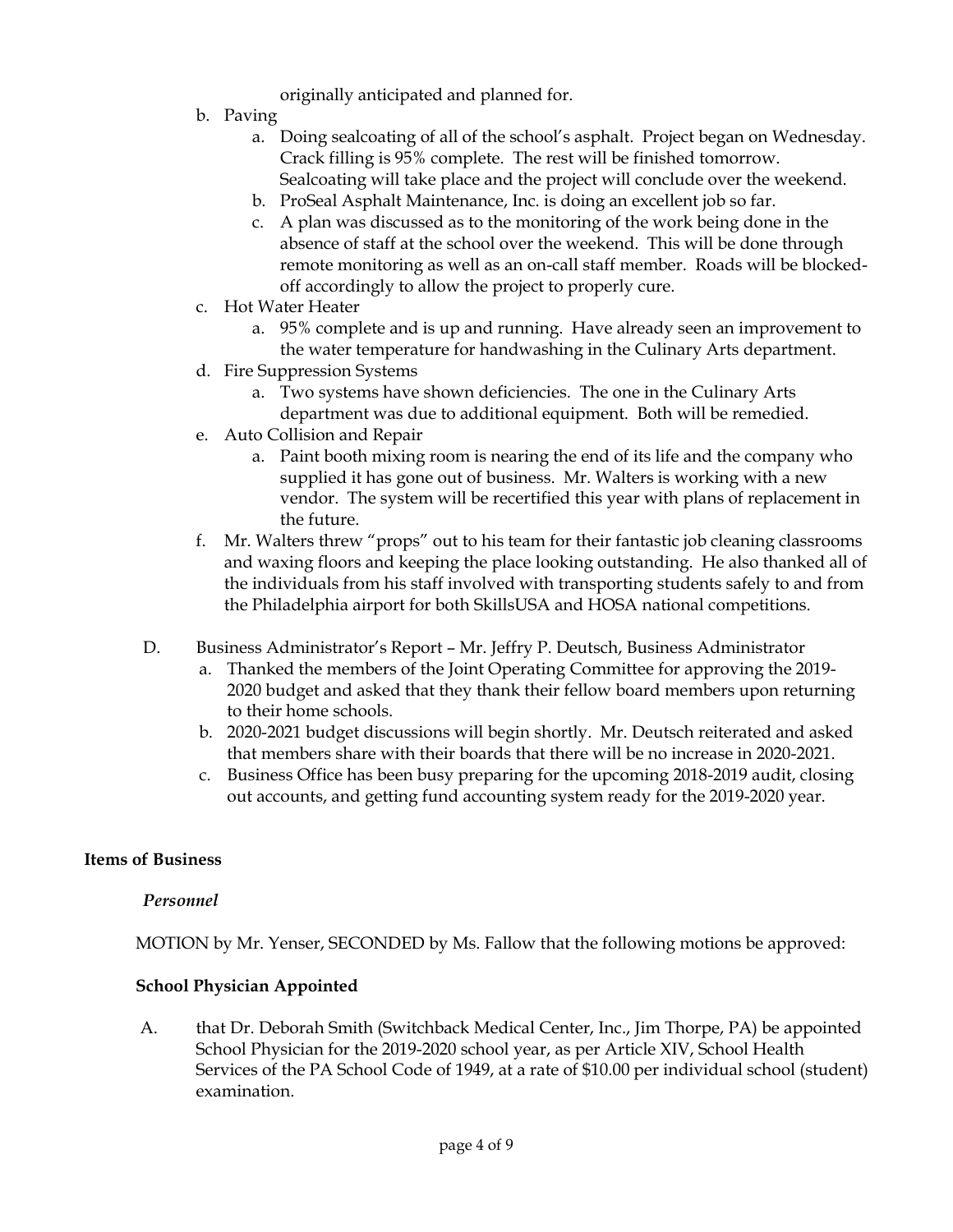originally anticipated and planned for.

b. Paving
   a. Doing sealcoating of all of the school's asphalt. Project began on Wednesday. Crack filling is 95% complete. The rest will be finished tomorrow. Sealcoating will take place and the project will conclude over the weekend.
   b. ProSeal Asphalt Maintenance, Inc. is doing an excellent job so far.
   c. A plan was discussed as to the monitoring of the work being done in the absence of staff at the school over the weekend. This will be done through remote monitoring as well as an on-call staff member. Roads will be blocked-off accordingly to allow the project to properly cure.

c. Hot Water Heater
   a. 95% complete and is up and running. Have already seen an improvement to the water temperature for handwashing in the Culinary Arts department.

d. Fire Suppression Systems
   a. Two systems have shown deficiencies. The one in the Culinary Arts department was due to additional equipment. Both will be remedied.

e. Auto Collision and Repair
   a. Paint booth mixing room is nearing the end of its life and the company who supplied it has gone out of business. Mr. Walters is working with a new vendor. The system will be recertified this year with plans of replacement in the future.

f. Mr. Walters threw "props" out to his team for their fantastic job cleaning classrooms and waxing floors and keeping the place looking outstanding. He also thanked all of the individuals from his staff involved with transporting students safely to and from the Philadelphia airport for both SkillsUSA and HOSA national competitions.

D. Business Administrator's Report – Mr. Jeffry P. Deutsch, Business Administrator
   a. Thanked the members of the Joint Operating Committee for approving the 2019-2020 budget and asked that they thank their fellow board members upon returning to their home schools.
   b. 2020-2021 budget discussions will begin shortly. Mr. Deutsch reiterated and asked that members share with their boards that there will be no increase in 2020-2021.
   c. Business Office has been busy preparing for the upcoming 2018-2019 audit, closing out accounts, and getting fund accounting system ready for the 2019-2020 year.

**Items of Business**

*Personnel*

MOTION by Mr. Yenser, SECONDED by Ms. Fallow that the following motions be approved:

**School Physician Appointed**

A. that Dr. Deborah Smith (Switchback Medical Center, Inc., Jim Thorpe, PA) be appointed School Physician for the 2019-2020 school year, as per Article XIV, School Health Services of the PA School Code of 1949, at a rate of $10.00 per individual school (student) examination.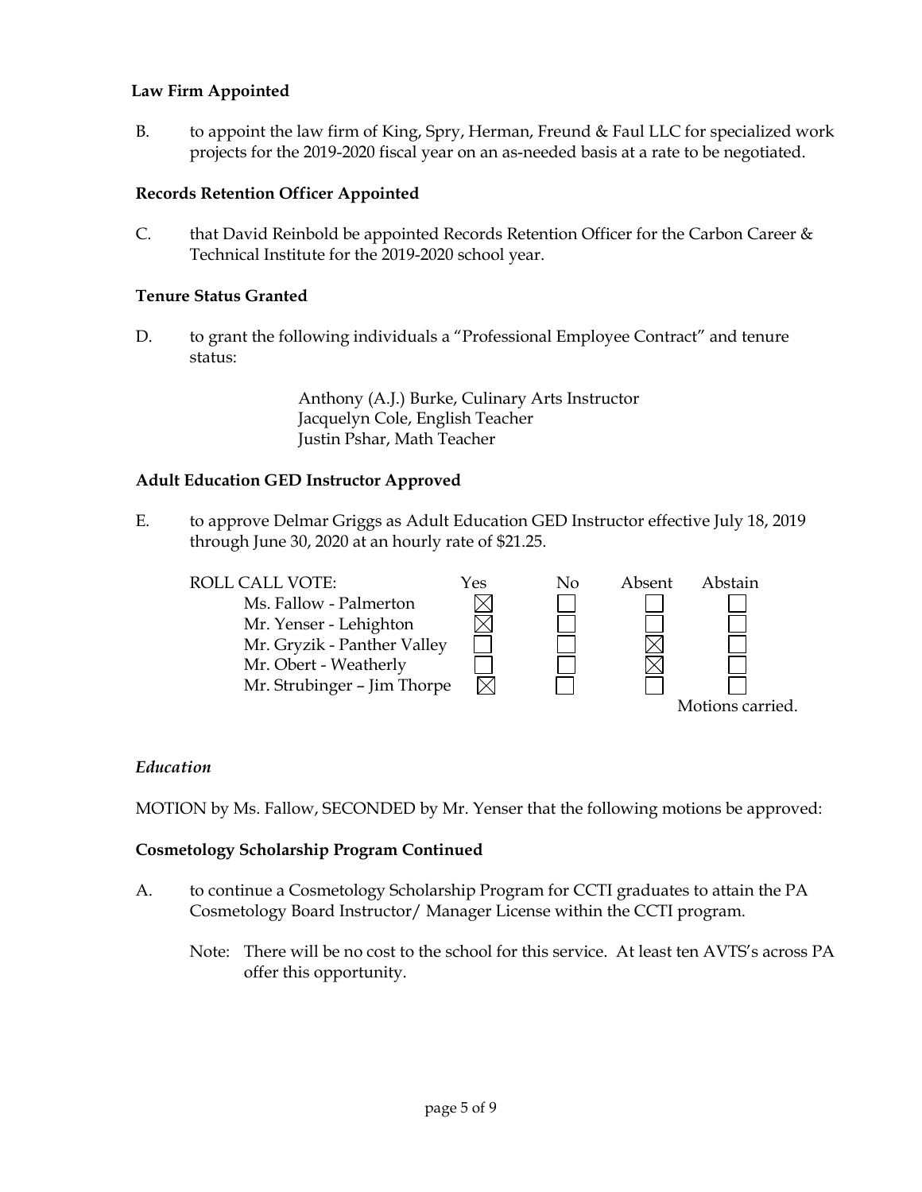**Law Firm Appointed**

B. to appoint the law firm of King, Spry, Herman, Freund & Faul LLC for specialized work projects for the 2019-2020 fiscal year on an as-needed basis at a rate to be negotiated.

**Records Retention Officer Appointed**

C. that David Reinbold be appointed Records Retention Officer for the Carbon Career & Technical Institute for the 2019-2020 school year.

**Tenure Status Granted**

D. to grant the following individuals a "Professional Employee Contract" and tenure status:

Anthony (A.J.) Burke, Culinary Arts Instructor
Jacquelyn Cole, English Teacher
Justin Pshar, Math Teacher

**Adult Education GED Instructor Approved**

E. to approve Delmar Griggs as Adult Education GED Instructor effective July 18, 2019 through June 30, 2020 at an hourly rate of $21.25.

| ROLL CALL VOTE: | Yes | No | Absent | Abstain |
|---|---|---|---|---|
| Ms. Fallow - Palmerton | ☒ | ☐ | ☐ | ☐ |
| Mr. Yenser - Lehighton | ☒ | ☐ | ☐ | ☐ |
| Mr. Gryzik - Panther Valley | ☐ | ☐ | ☒ | ☐ |
| Mr. Obert - Weatherly | ☐ | ☐ | ☒ | ☐ |
| Mr. Strubinger – Jim Thorpe | ☒ | ☐ | ☐ | ☐ |

Motions carried.

*Education*

MOTION by Ms. Fallow, SECONDED by Mr. Yenser that the following motions be approved:

**Cosmetology Scholarship Program Continued**

A. to continue a Cosmetology Scholarship Program for CCTI graduates to attain the PA Cosmetology Board Instructor/ Manager License within the CCTI program.

Note: There will be no cost to the school for this service. At least ten AVTS's across PA offer this opportunity.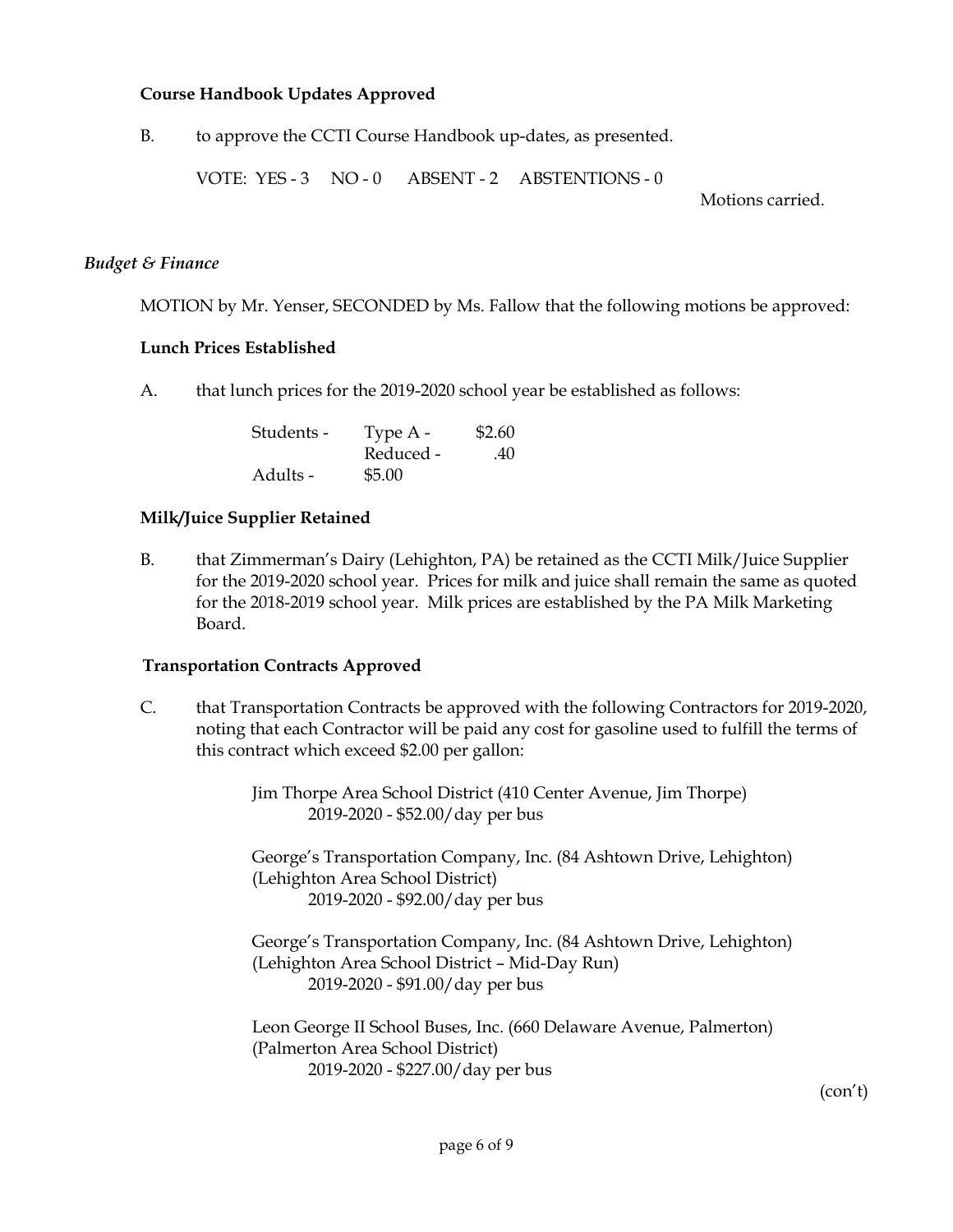**Course Handbook Updates Approved**

B. to approve the CCTI Course Handbook up-dates, as presented.

VOTE: YES - 3 NO - 0 ABSENT - 2 ABSTENTIONS - 0

Motions carried.

*Budget & Finance*

MOTION by Mr. Yenser, SECONDED by Ms. Fallow that the following motions be approved:

**Lunch Prices Established**

A. that lunch prices for the 2019-2020 school year be established as follows:

| | | |
|---|---|---|
| Students - | Type A - | $2.60 |
| | Reduced - | .40 |
| Adults - | $5.00 | |

**Milk/Juice Supplier Retained**

B. that Zimmerman's Dairy (Lehighton, PA) be retained as the CCTI Milk/Juice Supplier for the 2019-2020 school year. Prices for milk and juice shall remain the same as quoted for the 2018-2019 school year. Milk prices are established by the PA Milk Marketing Board.

**Transportation Contracts Approved**

C. that Transportation Contracts be approved with the following Contractors for 2019-2020, noting that each Contractor will be paid any cost for gasoline used to fulfill the terms of this contract which exceed $2.00 per gallon:

Jim Thorpe Area School District (410 Center Avenue, Jim Thorpe)
2019-2020 - $52.00/day per bus

George's Transportation Company, Inc. (84 Ashtown Drive, Lehighton)
(Lehighton Area School District)
2019-2020 - $92.00/day per bus

George's Transportation Company, Inc. (84 Ashtown Drive, Lehighton)
(Lehighton Area School District – Mid-Day Run)
2019-2020 - $91.00/day per bus

Leon George II School Buses, Inc. (660 Delaware Avenue, Palmerton)
(Palmerton Area School District)
2019-2020 - $227.00/day per bus

(con't)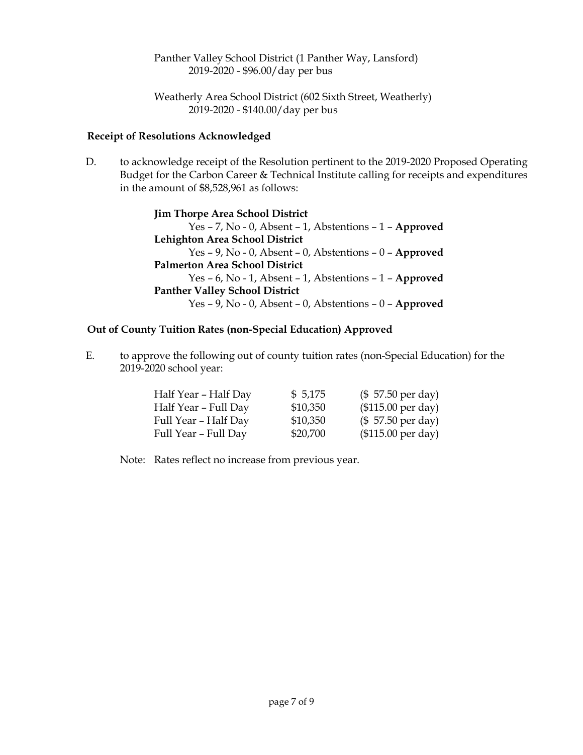Panther Valley School District (1 Panther Way, Lansford)
2019-2020 - $96.00/day per bus

Weatherly Area School District (602 Sixth Street, Weatherly)
2019-2020 - $140.00/day per bus

**Receipt of Resolutions Acknowledged**

D. to acknowledge receipt of the Resolution pertinent to the 2019-2020 Proposed Operating Budget for the Carbon Career & Technical Institute calling for receipts and expenditures in the amount of $8,528,961 as follows:

**Jim Thorpe Area School District**
Yes – 7, No - 0, Absent – 1, Abstentions – 1 – **Approved**
**Lehighton Area School District**
Yes – 9, No - 0, Absent – 0, Abstentions – 0 – **Approved**
**Palmerton Area School District**
Yes – 6, No - 1, Absent – 1, Abstentions – 1 – **Approved**
**Panther Valley School District**
Yes – 9, No - 0, Absent – 0, Abstentions – 0 – **Approved**

**Out of County Tuition Rates (non-Special Education) Approved**

E. to approve the following out of county tuition rates (non-Special Education) for the 2019-2020 school year:

| | | |
|---|---|---|
| Half Year – Half Day | $ 5,175 | ($ 57.50 per day) |
| Half Year – Full Day | $10,350 | ($115.00 per day) |
| Full Year – Half Day | $10,350 | ($ 57.50 per day) |
| Full Year – Full Day | $20,700 | ($115.00 per day) |

Note: Rates reflect no increase from previous year.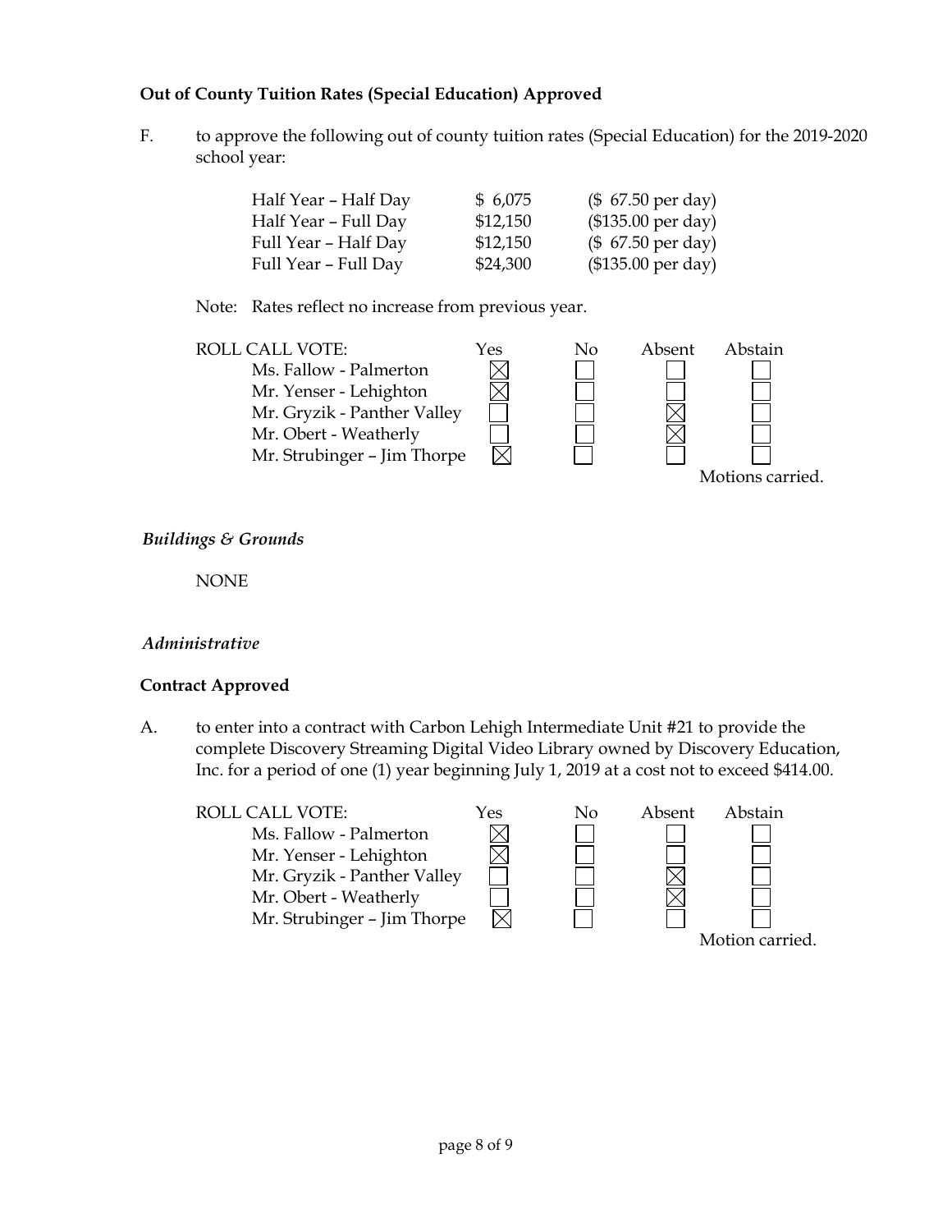**Out of County Tuition Rates (Special Education) Approved**

F. to approve the following out of county tuition rates (Special Education) for the 2019-2020 school year:

| | | |
|---|---|---|
| Half Year – Half Day | $ 6,075 | ($ 67.50 per day) |
| Half Year – Full Day | $12,150 | ($135.00 per day) |
| Full Year – Half Day | $12,150 | ($ 67.50 per day) |
| Full Year – Full Day | $24,300 | ($135.00 per day) |

Note: Rates reflect no increase from previous year.

| ROLL CALL VOTE: | Yes | No | Absent | Abstain |
|---|---|---|---|---|
| Ms. Fallow - Palmerton | ☒ | ☐ | ☐ | ☐ |
| Mr. Yenser - Lehighton | ☒ | ☐ | ☐ | ☐ |
| Mr. Gryzik - Panther Valley | ☐ | ☐ | ☒ | ☐ |
| Mr. Obert - Weatherly | ☐ | ☐ | ☒ | ☐ |
| Mr. Strubinger – Jim Thorpe | ☒ | ☐ | ☐ | ☐ |

Motions carried.

*Buildings & Grounds*

NONE

*Administrative*

**Contract Approved**

A. to enter into a contract with Carbon Lehigh Intermediate Unit #21 to provide the complete Discovery Streaming Digital Video Library owned by Discovery Education, Inc. for a period of one (1) year beginning July 1, 2019 at a cost not to exceed $414.00.

| ROLL CALL VOTE: | Yes | No | Absent | Abstain |
|---|---|---|---|---|
| Ms. Fallow - Palmerton | ☒ | ☐ | ☐ | ☐ |
| Mr. Yenser - Lehighton | ☒ | ☐ | ☐ | ☐ |
| Mr. Gryzik - Panther Valley | ☐ | ☐ | ☒ | ☐ |
| Mr. Obert - Weatherly | ☐ | ☐ | ☒ | ☐ |
| Mr. Strubinger – Jim Thorpe | ☒ | ☐ | ☐ | ☐ |

Motion carried.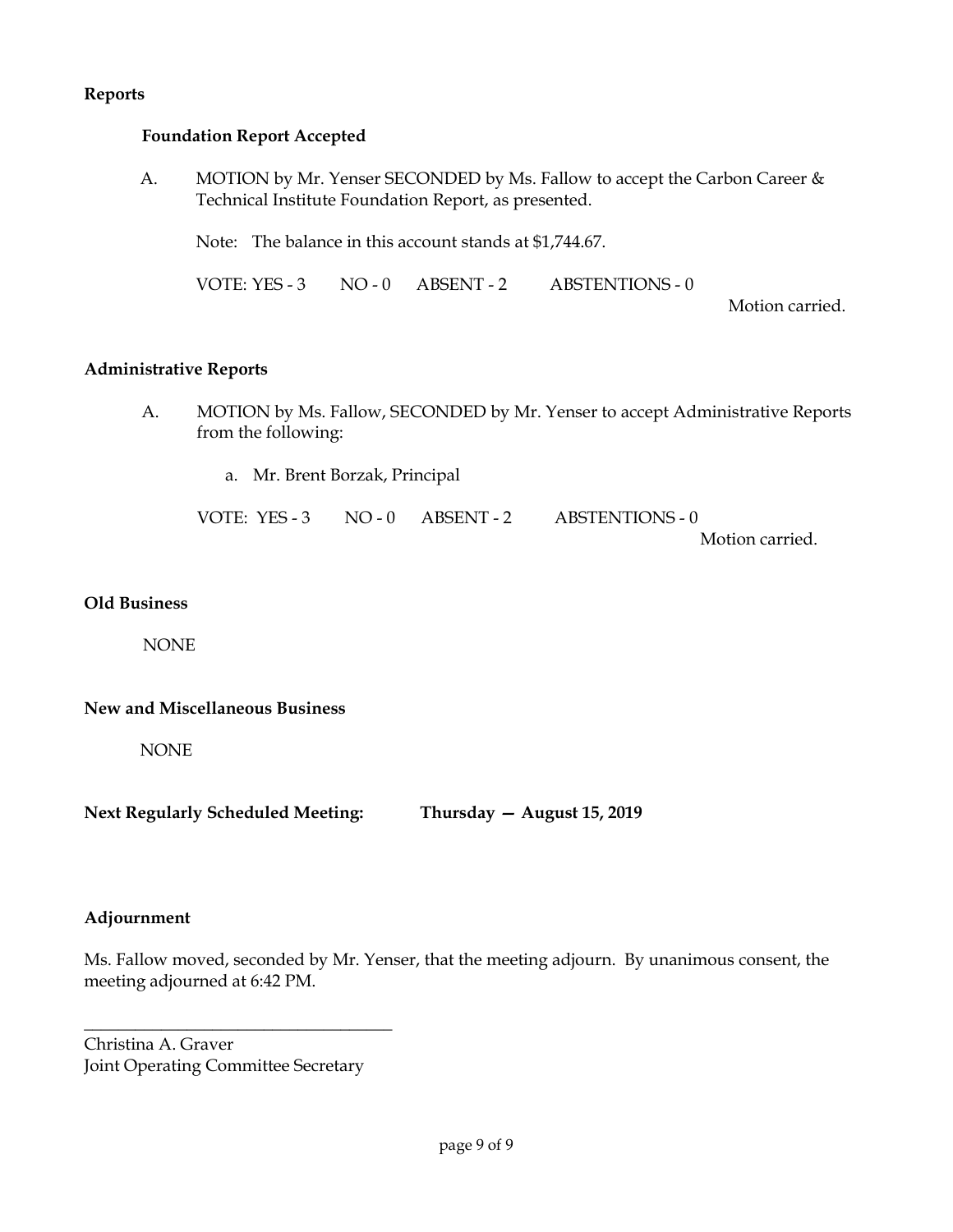**Reports**

**Foundation Report Accepted**

A. MOTION by Mr. Yenser SECONDED by Ms. Fallow to accept the Carbon Career & Technical Institute Foundation Report, as presented.

Note: The balance in this account stands at $1,744.67.

VOTE: YES - 3 NO - 0 ABSENT - 2 ABSTENTIONS - 0

Motion carried.

**Administrative Reports**

A. MOTION by Ms. Fallow, SECONDED by Mr. Yenser to accept Administrative Reports from the following:

a. Mr. Brent Borzak, Principal

VOTE: YES - 3 NO - 0 ABSENT - 2 ABSTENTIONS - 0

Motion carried.

**Old Business**

NONE

**New and Miscellaneous Business**

NONE

**Next Regularly Scheduled Meeting: Thursday — August 15, 2019**

**Adjournment**

Ms. Fallow moved, seconded by Mr. Yenser, that the meeting adjourn. By unanimous consent, the meeting adjourned at 6:42 PM.

\_\_\_\_\_\_\_\_\_\_\_\_\_\_\_\_\_\_\_\_\_\_\_\_\_\_\_\_\_\_\_\_\_\_\_\_

Christina A. Graver
Joint Operating Committee Secretary